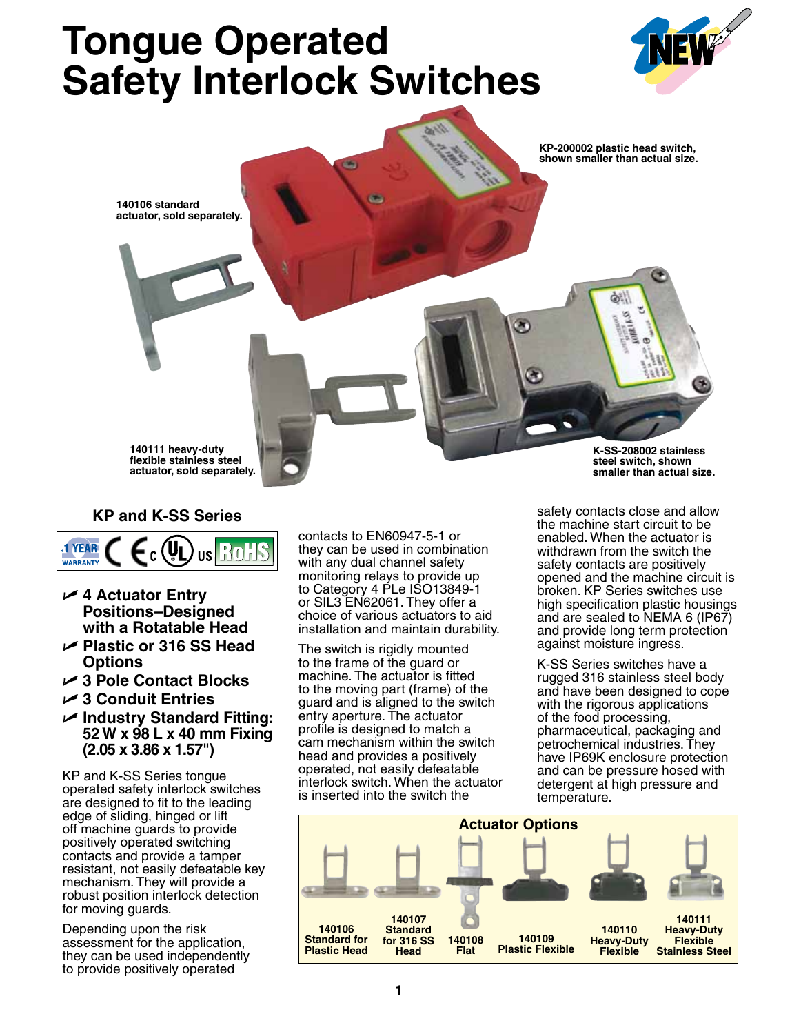# Tongue Operated Safety Interlock Switches

KP-200002 plastic head switch, shown smaller than actual size.

140106 standard actuator, sold separately.

140111 heavy-duty flexible stainless steel actuator, sold separately.

K-SS-208002 stainless steel switch, shown smaller than actual size.

## KP and K-SS Series

- 4 Actuator Entry Positions–Designed with a Rotatable Head
- Plastic or 316 SS Head Options
- 3 Pole Contact Blocks
- 3 Conduit Entries
- Industry Standard Fitting: 52 W x 98 L x 40 mm Fixing (2.05 x 3.86 x 1.57")

KP and K-SS Series tongue operated safety interlock switches are designed to fit to the leading edge of sliding, hinged or lift off machine guards to provide positively operated switching contacts and provide a tamper resistant, not easily defeatable key mechanism. They will provide a robust position interlock detection for moving guards.

Depending upon the risk assessment for the application, they can be used independently to provide positively operated contacts to EN60947-5-1 or they can be used in combination with any dual channel safety monitoring relays to provide up to Category 4 PLe ISO13849-1 or SIL3 EN62061. They offer a choice of various actuators to aid installation and maintain durability.

The switch is rigidly mounted to the frame of the guard or machine. The actuator is fitted to the moving part (frame) of the guard and is aligned to the switch entry aperture. The actuator profile is designed to match a cam mechanism within the switch head and provides a positively operated, not easily defeatable interlock switch. When the actuator is inserted into the switch the safety contacts close and allow the machine start circuit to be enabled. When the actuator is withdrawn from the switch the safety contacts are positively opened and the machine circuit is broken. KP Series switches use high specification plastic housings and are sealed to NEMA 6 (IP67) and provide long term protection against moisture ingress.

K-SS Series switches have a rugged 316 stainless steel body and have been designed to cope with the rigorous applications of the food processing, pharmaceutical, packaging and petrochemical industries. They have IP69K enclosure protection and can be pressure hosed with detergent at high pressure and temperature.

### Actuator Options

| 140106 Standard for Plastic Head | 140107 Standard for 316 SS Head | 140108 Flat | 140109 Plastic Flexible | 140110 Heavy-Duty Flexible | 140111 Heavy-Duty Flexible Stainless Steel |
|---|---|---|---|---|---|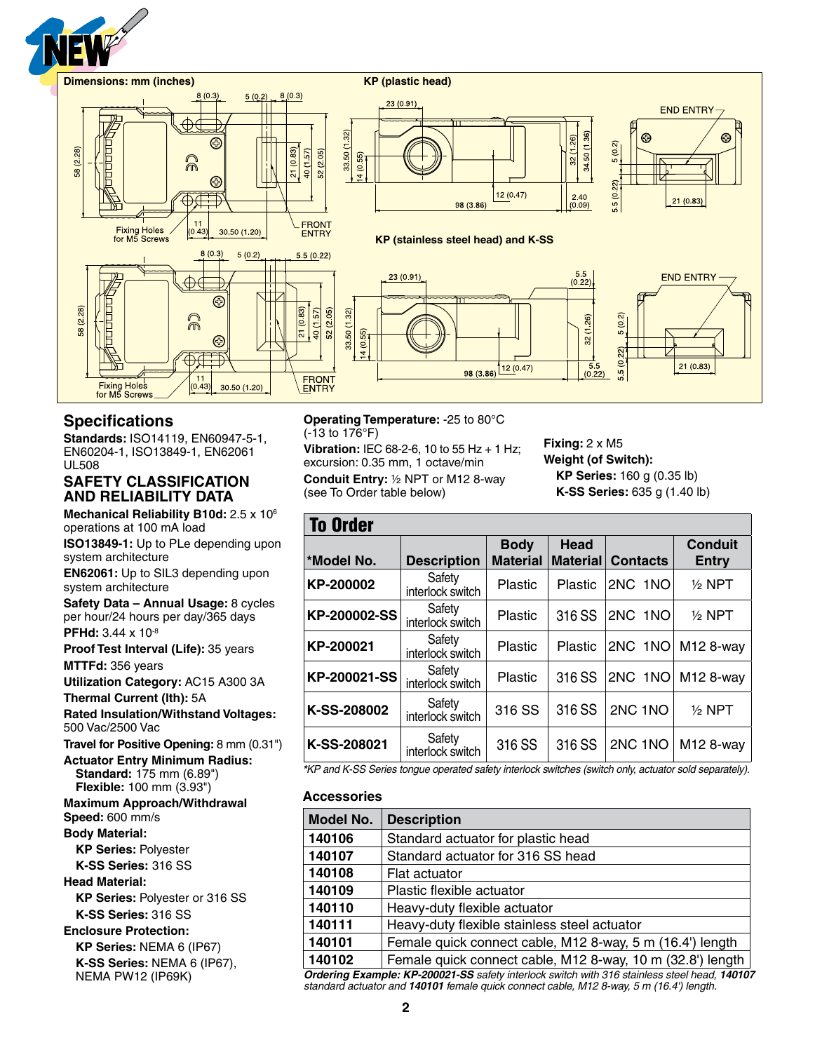NEW

**Dimensions: mm (inches)**

**KP (plastic head)**

**KP (stainless steel head) and K-SS**

## Specifications

**Standards:** ISO14119, EN60947-5-1, EN60204-1, ISO13849-1, EN62061 UL508

### SAFETY CLASSIFICATION AND RELIABILITY DATA

**Mechanical Reliability B10d:** $2.5 \times 10^6$ operations at 100 mA load

**ISO13849-1:** Up to PLe depending upon system architecture

**EN62061:** Up to SIL3 depending upon system architecture

**Safety Data – Annual Usage:** 8 cycles per hour/24 hours per day/365 days

**PFHd:** $3.44 \times 10^{-8}$

**Proof Test Interval (Life):** 35 years

**MTTFd:** 356 years

**Utilization Category:** AC15 A300 3A

**Thermal Current (Ith):** 5A

**Rated Insulation/Withstand Voltages:** 500 Vac/2500 Vac

**Travel for Positive Opening:** 8 mm (0.31")

**Actuator Entry Minimum Radius:**
- **Standard:** 175 mm (6.89")
- **Flexible:** 100 mm (3.93")

**Maximum Approach/Withdrawal Speed:** 600 mm/s

**Body Material:**
- **KP Series:** Polyester
- **K-SS Series:** 316 SS

**Head Material:**
- **KP Series:** Polyester or 316 SS
- **K-SS Series:** 316 SS

**Enclosure Protection:**
- **KP Series:** NEMA 6 (IP67)
- **K-SS Series:** NEMA 6 (IP67), NEMA PW12 (IP69K)

**Operating Temperature:** -25 to 80°C (-13 to 176°F)

**Vibration:** IEC 68-2-6, 10 to 55 Hz + 1 Hz; excursion: 0.35 mm, 1 octave/min

**Conduit Entry:** ½ NPT or M12 8-way (see To Order table below)

**Fixing:** 2 x M5

**Weight (of Switch):**
- **KP Series:** 160 g (0.35 lb)
- **K-SS Series:** 635 g (1.40 lb)

## To Order

| *Model No. | Description | Body Material | Head Material | Contacts | Conduit Entry |
|---|---|---|---|---|---|
| KP-200002 | Safety interlock switch | Plastic | Plastic | 2NC 1NO | ½ NPT |
| KP-200002-SS | Safety interlock switch | Plastic | 316 SS | 2NC 1NO | ½ NPT |
| KP-200021 | Safety interlock switch | Plastic | Plastic | 2NC 1NO | M12 8-way |
| KP-200021-SS | Safety interlock switch | Plastic | 316 SS | 2NC 1NO | M12 8-way |
| K-SS-208002 | Safety interlock switch | 316 SS | 316 SS | 2NC 1NO | ½ NPT |
| K-SS-208021 | Safety interlock switch | 316 SS | 316 SS | 2NC 1NO | M12 8-way |

*\*KP and K-SS Series tongue operated safety interlock switches (switch only, actuator sold separately).*

### Accessories

| Model No. | Description |
|---|---|
| 140106 | Standard actuator for plastic head |
| 140107 | Standard actuator for 316 SS head |
| 140108 | Flat actuator |
| 140109 | Plastic flexible actuator |
| 140110 | Heavy-duty flexible actuator |
| 140111 | Heavy-duty flexible stainless steel actuator |
| 140101 | Female quick connect cable, M12 8-way, 5 m (16.4') length |
| 140102 | Female quick connect cable, M12 8-way, 10 m (32.8') length |

*Ordering Example: **KP-200021-SS** safety interlock switch with 316 stainless steel head, **140107** standard actuator and **140101** female quick connect cable, M12 8-way, 5 m (16.4') length.*